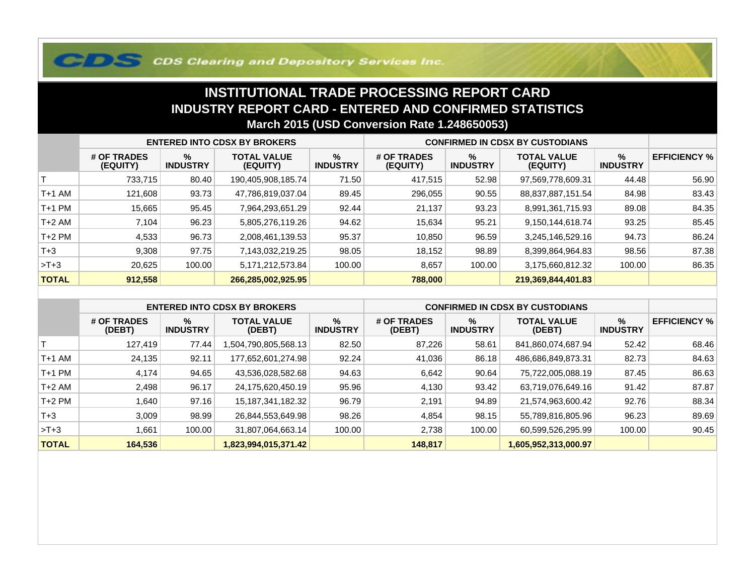CDS Clearing and Depository Services Inc.

# INSTITUTIONAL TRADE PROCESSING REPORT CARD

## INDUSTRY REPORT CARD - ENTERED AND CONFIRMED STATISTICS

### March 2015 (USD Conversion Rate 1.248650053)

| | ENTERED INTO CDSX BY BROKERS | | | | CONFIRMED IN CDSX BY CUSTODIANS | | | | |
|---|---|---|---|---|---|---|---|---|---|
| | # OF TRADES (EQUITY) | % INDUSTRY | TOTAL VALUE (EQUITY) | % INDUSTRY | # OF TRADES (EQUITY) | % INDUSTRY | TOTAL VALUE (EQUITY) | % INDUSTRY | EFFICIENCY % |
| T | 733,715 | 80.40 | 190,405,908,185.74 | 71.50 | 417,515 | 52.98 | 97,569,778,609.31 | 44.48 | 56.90 |
| T+1 AM | 121,608 | 93.73 | 47,786,819,037.04 | 89.45 | 296,055 | 90.55 | 88,837,887,151.54 | 84.98 | 83.43 |
| T+1 PM | 15,665 | 95.45 | 7,964,293,651.29 | 92.44 | 21,137 | 93.23 | 8,991,361,715.93 | 89.08 | 84.35 |
| T+2 AM | 7,104 | 96.23 | 5,805,276,119.26 | 94.62 | 15,634 | 95.21 | 9,150,144,618.74 | 93.25 | 85.45 |
| T+2 PM | 4,533 | 96.73 | 2,008,461,139.53 | 95.37 | 10,850 | 96.59 | 3,245,146,529.16 | 94.73 | 86.24 |
| T+3 | 9,308 | 97.75 | 7,143,032,219.25 | 98.05 | 18,152 | 98.89 | 8,399,864,964.83 | 98.56 | 87.38 |
| >T+3 | 20,625 | 100.00 | 5,171,212,573.84 | 100.00 | 8,657 | 100.00 | 3,175,660,812.32 | 100.00 | 86.35 |
| **TOTAL** | **912,558** | | **266,285,002,925.95** | | **788,000** | | **219,369,844,401.83** | | |

| | ENTERED INTO CDSX BY BROKERS | | | | CONFIRMED IN CDSX BY CUSTODIANS | | | | |
|---|---|---|---|---|---|---|---|---|---|
| | # OF TRADES (DEBT) | % INDUSTRY | TOTAL VALUE (DEBT) | % INDUSTRY | # OF TRADES (DEBT) | % INDUSTRY | TOTAL VALUE (DEBT) | % INDUSTRY | EFFICIENCY % |
| T | 127,419 | 77.44 | 1,504,790,805,568.13 | 82.50 | 87,226 | 58.61 | 841,860,074,687.94 | 52.42 | 68.46 |
| T+1 AM | 24,135 | 92.11 | 177,652,601,274.98 | 92.24 | 41,036 | 86.18 | 486,686,849,873.31 | 82.73 | 84.63 |
| T+1 PM | 4,174 | 94.65 | 43,536,028,582.68 | 94.63 | 6,642 | 90.64 | 75,722,005,088.19 | 87.45 | 86.63 |
| T+2 AM | 2,498 | 96.17 | 24,175,620,450.19 | 95.96 | 4,130 | 93.42 | 63,719,076,649.16 | 91.42 | 87.87 |
| T+2 PM | 1,640 | 97.16 | 15,187,341,182.32 | 96.79 | 2,191 | 94.89 | 21,574,963,600.42 | 92.76 | 88.34 |
| T+3 | 3,009 | 98.99 | 26,844,553,649.98 | 98.26 | 4,854 | 98.15 | 55,789,816,805.96 | 96.23 | 89.69 |
| >T+3 | 1,661 | 100.00 | 31,807,064,663.14 | 100.00 | 2,738 | 100.00 | 60,599,526,295.99 | 100.00 | 90.45 |
| **TOTAL** | **164,536** | | **1,823,994,015,371.42** | | **148,817** | | **1,605,952,313,000.97** | | |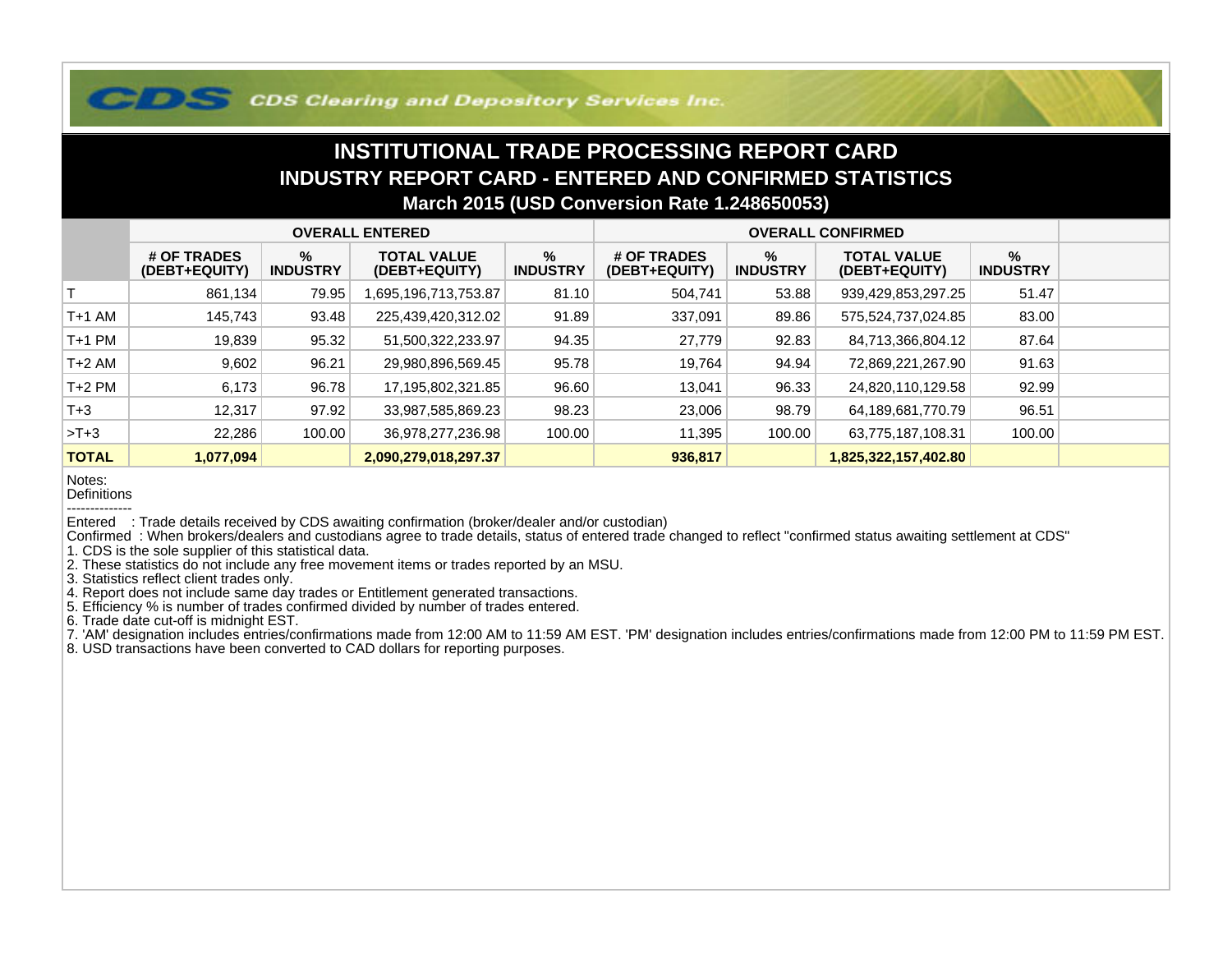CDS Clearing and Depository Services Inc.

# INSTITUTIONAL TRADE PROCESSING REPORT CARD

## INDUSTRY REPORT CARD - ENTERED AND CONFIRMED STATISTICS

### March 2015 (USD Conversion Rate 1.248650053)

| | OVERALL ENTERED | | | | OVERALL CONFIRMED | | | |
|---|---|---|---|---|---|---|---|---|
| | # OF TRADES (DEBT+EQUITY) | % INDUSTRY | TOTAL VALUE (DEBT+EQUITY) | % INDUSTRY | # OF TRADES (DEBT+EQUITY) | % INDUSTRY | TOTAL VALUE (DEBT+EQUITY) | % INDUSTRY |
| T | 861,134 | 79.95 | 1,695,196,713,753.87 | 81.10 | 504,741 | 53.88 | 939,429,853,297.25 | 51.47 |
| T+1 AM | 145,743 | 93.48 | 225,439,420,312.02 | 91.89 | 337,091 | 89.86 | 575,524,737,024.85 | 83.00 |
| T+1 PM | 19,839 | 95.32 | 51,500,322,233.97 | 94.35 | 27,779 | 92.83 | 84,713,366,804.12 | 87.64 |
| T+2 AM | 9,602 | 96.21 | 29,980,896,569.45 | 95.78 | 19,764 | 94.94 | 72,869,221,267.90 | 91.63 |
| T+2 PM | 6,173 | 96.78 | 17,195,802,321.85 | 96.60 | 13,041 | 96.33 | 24,820,110,129.58 | 92.99 |
| T+3 | 12,317 | 97.92 | 33,987,585,869.23 | 98.23 | 23,006 | 98.79 | 64,189,681,770.79 | 96.51 |
| >T+3 | 22,286 | 100.00 | 36,978,277,236.98 | 100.00 | 11,395 | 100.00 | 63,775,187,108.31 | 100.00 |
| **TOTAL** | **1,077,094** | | **2,090,279,018,297.37** | | **936,817** | | **1,825,322,157,402.80** | |

Notes:
Definitions
--------------
Entered : Trade details received by CDS awaiting confirmation (broker/dealer and/or custodian)
Confirmed : When brokers/dealers and custodians agree to trade details, status of entered trade changed to reflect "confirmed status awaiting settlement at CDS"
1. CDS is the sole supplier of this statistical data.
2. These statistics do not include any free movement items or trades reported by an MSU.
3. Statistics reflect client trades only.
4. Report does not include same day trades or Entitlement generated transactions.
5. Efficiency % is number of trades confirmed divided by number of trades entered.
6. Trade date cut-off is midnight EST.
7. 'AM' designation includes entries/confirmations made from 12:00 AM to 11:59 AM EST. 'PM' designation includes entries/confirmations made from 12:00 PM to 11:59 PM EST.
8. USD transactions have been converted to CAD dollars for reporting purposes.